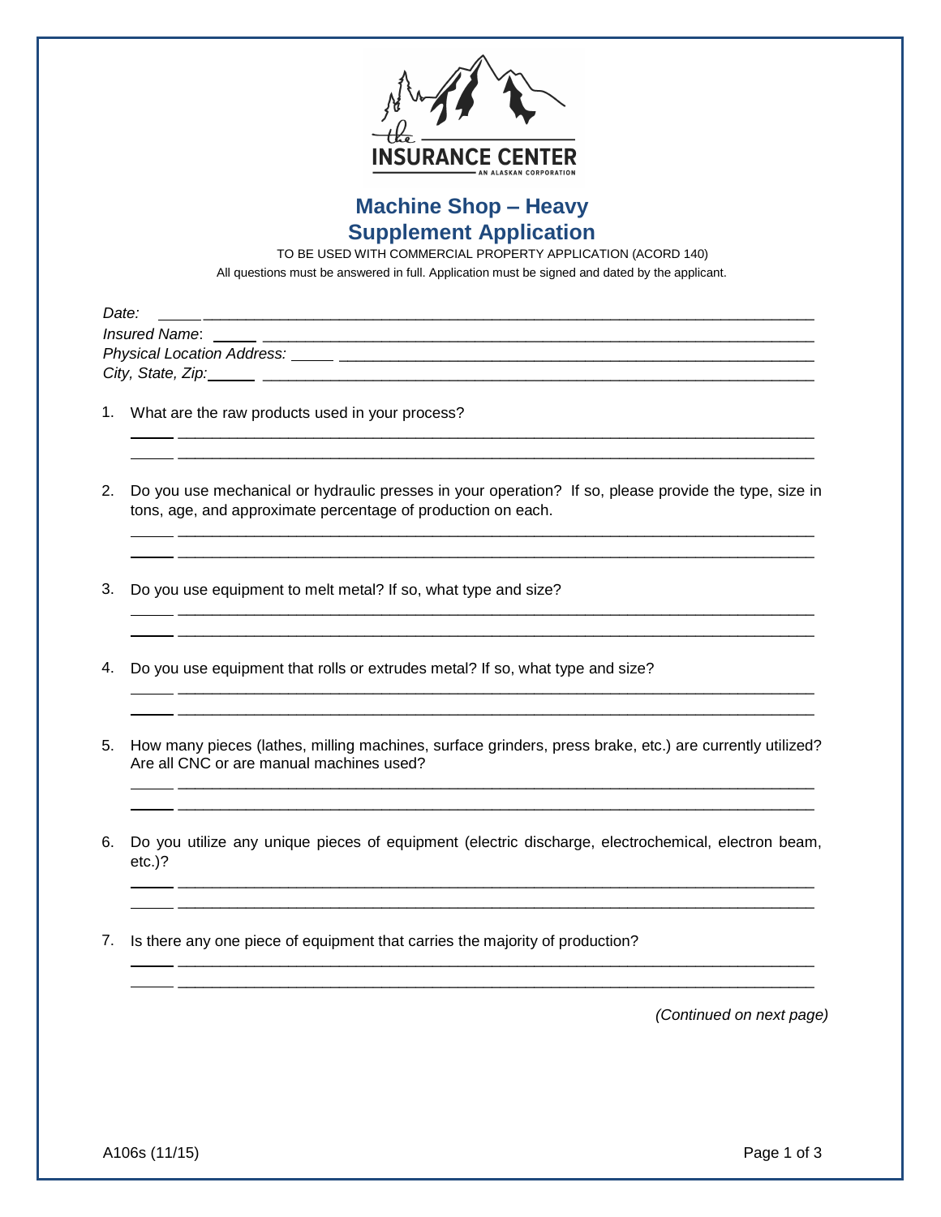# Machine Shop – Heavy Supplement Application

TO BE USED WITH COMMERCIAL PROPERTY APPLICATION (ACORD 140)

All questions must be answered in full. Application must be signed and dated by the applicant.

*Date:* ______________________________________________________________

*Insured Name*: ______________________________________________________

*Physical Location Address:* ___________________________________________

*City, State, Zip:* ____________________________________________________

1. What are the raw products used in your process?

   ______________________________________________________________

   ______________________________________________________________

2. Do you use mechanical or hydraulic presses in your operation? If so, please provide the type, size in tons, age, and approximate percentage of production on each.

   ______________________________________________________________

   ______________________________________________________________

3. Do you use equipment to melt metal? If so, what type and size?

   ______________________________________________________________

   ______________________________________________________________

4. Do you use equipment that rolls or extrudes metal? If so, what type and size?

   ______________________________________________________________

   ______________________________________________________________

5. How many pieces (lathes, milling machines, surface grinders, press brake, etc.) are currently utilized? Are all CNC or are manual machines used?

   ______________________________________________________________

   ______________________________________________________________

6. Do you utilize any unique pieces of equipment (electric discharge, electrochemical, electron beam, etc.)?

   ______________________________________________________________

   ______________________________________________________________

7. Is there any one piece of equipment that carries the majority of production?

   ______________________________________________________________

   ______________________________________________________________

*(Continued on next page)*

A106s (11/15)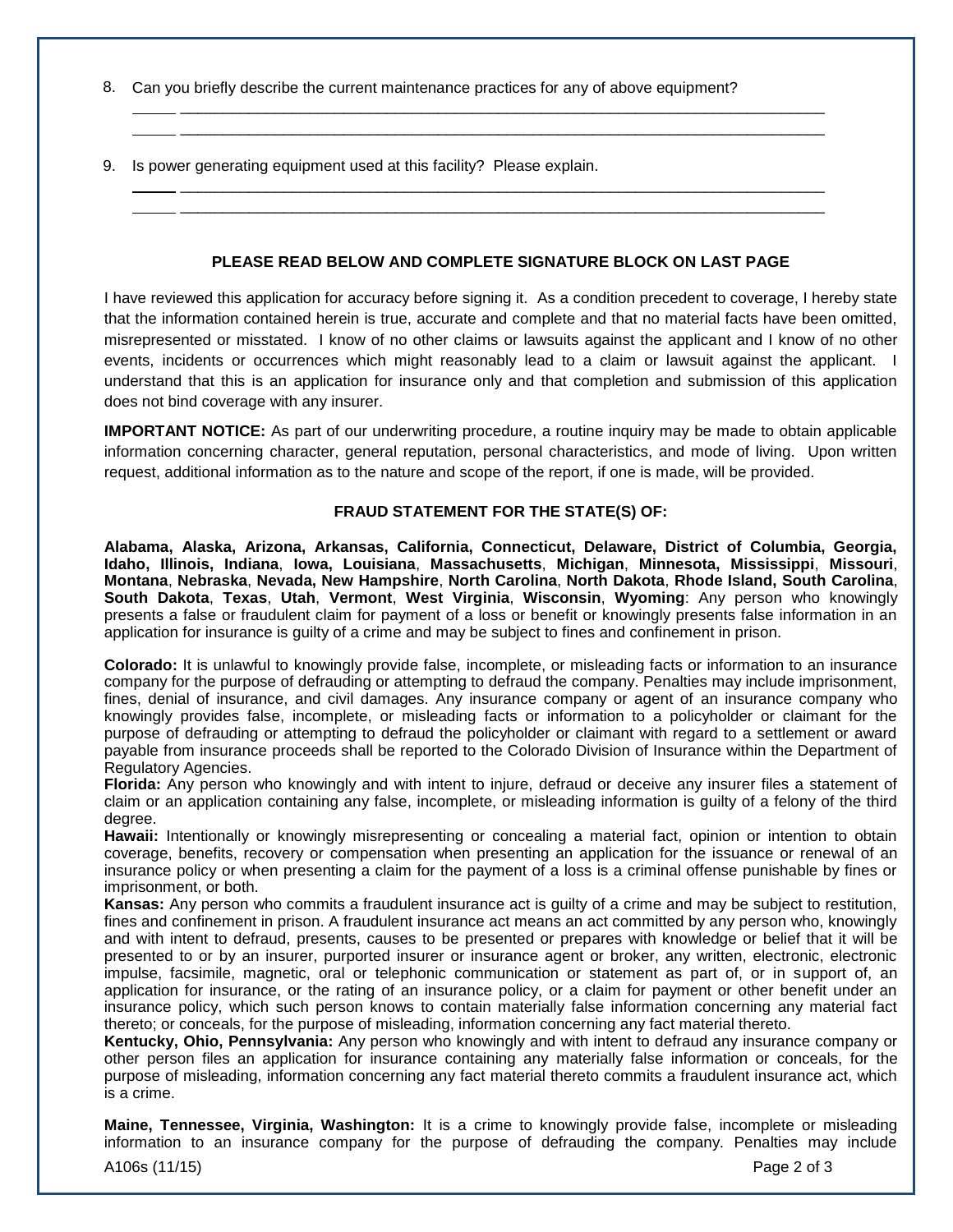8. Can you briefly describe the current maintenance practices for any of above equipment?

_____ ______________________________________________________________________________

_____ ______________________________________________________________________________

9. Is power generating equipment used at this facility? Please explain.

_____ ______________________________________________________________________________

_____ ______________________________________________________________________________

**PLEASE READ BELOW AND COMPLETE SIGNATURE BLOCK ON LAST PAGE**

I have reviewed this application for accuracy before signing it. As a condition precedent to coverage, I hereby state that the information contained herein is true, accurate and complete and that no material facts have been omitted, misrepresented or misstated. I know of no other claims or lawsuits against the applicant and I know of no other events, incidents or occurrences which might reasonably lead to a claim or lawsuit against the applicant. I understand that this is an application for insurance only and that completion and submission of this application does not bind coverage with any insurer.

**IMPORTANT NOTICE:** As part of our underwriting procedure, a routine inquiry may be made to obtain applicable information concerning character, general reputation, personal characteristics, and mode of living. Upon written request, additional information as to the nature and scope of the report, if one is made, will be provided.

**FRAUD STATEMENT FOR THE STATE(S) OF:**

**Alabama, Alaska, Arizona, Arkansas, California, Connecticut, Delaware, District of Columbia, Georgia, Idaho, Illinois, Indiana**, **Iowa, Louisiana**, **Massachusetts**, **Michigan**, **Minnesota, Mississippi**, **Missouri**, **Montana**, **Nebraska**, **Nevada, New Hampshire**, **North Carolina**, **North Dakota**, **Rhode Island, South Carolina**, **South Dakota**, **Texas**, **Utah**, **Vermont**, **West Virginia**, **Wisconsin**, **Wyoming**: Any person who knowingly presents a false or fraudulent claim for payment of a loss or benefit or knowingly presents false information in an application for insurance is guilty of a crime and may be subject to fines and confinement in prison.

**Colorado:** It is unlawful to knowingly provide false, incomplete, or misleading facts or information to an insurance company for the purpose of defrauding or attempting to defraud the company. Penalties may include imprisonment, fines, denial of insurance, and civil damages. Any insurance company or agent of an insurance company who knowingly provides false, incomplete, or misleading facts or information to a policyholder or claimant for the purpose of defrauding or attempting to defraud the policyholder or claimant with regard to a settlement or award payable from insurance proceeds shall be reported to the Colorado Division of Insurance within the Department of Regulatory Agencies.

**Florida:** Any person who knowingly and with intent to injure, defraud or deceive any insurer files a statement of claim or an application containing any false, incomplete, or misleading information is guilty of a felony of the third degree.

**Hawaii:** Intentionally or knowingly misrepresenting or concealing a material fact, opinion or intention to obtain coverage, benefits, recovery or compensation when presenting an application for the issuance or renewal of an insurance policy or when presenting a claim for the payment of a loss is a criminal offense punishable by fines or imprisonment, or both.

**Kansas:** Any person who commits a fraudulent insurance act is guilty of a crime and may be subject to restitution, fines and confinement in prison. A fraudulent insurance act means an act committed by any person who, knowingly and with intent to defraud, presents, causes to be presented or prepares with knowledge or belief that it will be presented to or by an insurer, purported insurer or insurance agent or broker, any written, electronic, electronic impulse, facsimile, magnetic, oral or telephonic communication or statement as part of, or in support of, an application for insurance, or the rating of an insurance policy, or a claim for payment or other benefit under an insurance policy, which such person knows to contain materially false information concerning any material fact thereto; or conceals, for the purpose of misleading, information concerning any fact material thereto.

**Kentucky, Ohio, Pennsylvania:** Any person who knowingly and with intent to defraud any insurance company or other person files an application for insurance containing any materially false information or conceals, for the purpose of misleading, information concerning any fact material thereto commits a fraudulent insurance act, which is a crime.

**Maine, Tennessee, Virginia, Washington:** It is a crime to knowingly provide false, incomplete or misleading information to an insurance company for the purpose of defrauding the company. Penalties may include

A106s (11/15)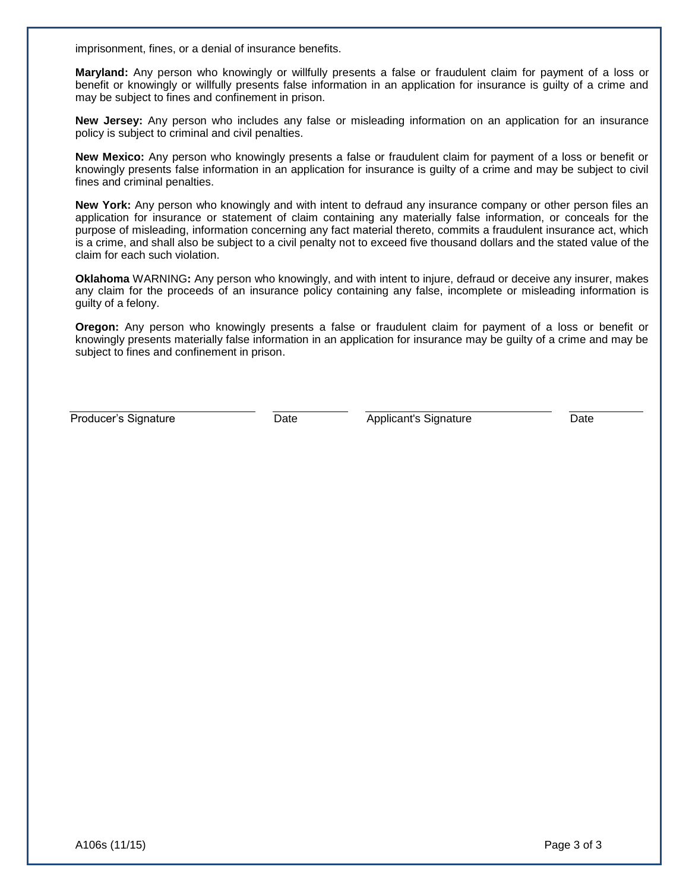imprisonment, fines, or a denial of insurance benefits.

**Maryland:** Any person who knowingly or willfully presents a false or fraudulent claim for payment of a loss or benefit or knowingly or willfully presents false information in an application for insurance is guilty of a crime and may be subject to fines and confinement in prison.

**New Jersey:** Any person who includes any false or misleading information on an application for an insurance policy is subject to criminal and civil penalties.

**New Mexico:** Any person who knowingly presents a false or fraudulent claim for payment of a loss or benefit or knowingly presents false information in an application for insurance is guilty of a crime and may be subject to civil fines and criminal penalties.

**New York:** Any person who knowingly and with intent to defraud any insurance company or other person files an application for insurance or statement of claim containing any materially false information, or conceals for the purpose of misleading, information concerning any fact material thereto, commits a fraudulent insurance act, which is a crime, and shall also be subject to a civil penalty not to exceed five thousand dollars and the stated value of the claim for each such violation.

**Oklahoma** WARNING**:** Any person who knowingly, and with intent to injure, defraud or deceive any insurer, makes any claim for the proceeds of an insurance policy containing any false, incomplete or misleading information is guilty of a felony.

**Oregon:** Any person who knowingly presents a false or fraudulent claim for payment of a loss or benefit or knowingly presents materially false information in an application for insurance may be guilty of a crime and may be subject to fines and confinement in prison.

| | | | |
|---|---|---|---|
| Producer's Signature | Date | Applicant's Signature | Date |

A106s (11/15)